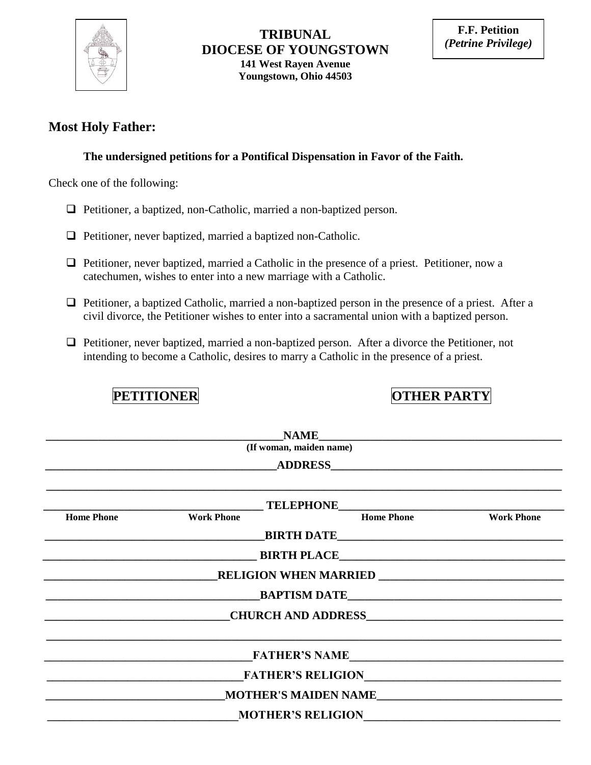**F.F. Petition**
***(Petrine Privilege)***

# TRIBUNAL
# DIOCESE OF YOUNGSTOWN
**141 West Rayen Avenue**
**Youngstown, Ohio 44503**

## Most Holy Father:

**The undersigned petitions for a Pontifical Dispensation in Favor of the Faith.**

Check one of the following:

- ❑ Petitioner, a baptized, non-Catholic, married a non-baptized person.
- ❑ Petitioner, never baptized, married a baptized non-Catholic.
- ❑ Petitioner, never baptized, married a Catholic in the presence of a priest. Petitioner, now a catechumen, wishes to enter into a new marriage with a Catholic.
- ❑ Petitioner, a baptized Catholic, married a non-baptized person in the presence of a priest. After a civil divorce, the Petitioner wishes to enter into a sacramental union with a baptized person.
- ❑ Petitioner, never baptized, married a non-baptized person. After a divorce the Petitioner, not intending to become a Catholic, desires to marry a Catholic in the presence of a priest.

| PETITIONER | | OTHER PARTY |
|---|---|---|
| ________________ | **NAME** (If woman, maiden name) | ________________ |
| ________________ | **ADDRESS** | ________________ |
| ________________ | | ________________ |
| ________________ Home Phone / Work Phone | **TELEPHONE** | ________________ Home Phone / Work Phone |
| ________________ | **BIRTH DATE** | ________________ |
| ________________ | **BIRTH PLACE** | ________________ |
| ________________ | **RELIGION WHEN MARRIED** | ________________ |
| ________________ | **BAPTISM DATE** | ________________ |
| ________________ | **CHURCH AND ADDRESS** | ________________ |
| ________________ | | ________________ |
| ________________ | **FATHER'S NAME** | ________________ |
| ________________ | **FATHER'S RELIGION** | ________________ |
| ________________ | **MOTHER'S MAIDEN NAME** | ________________ |
| ________________ | **MOTHER'S RELIGION** | ________________ |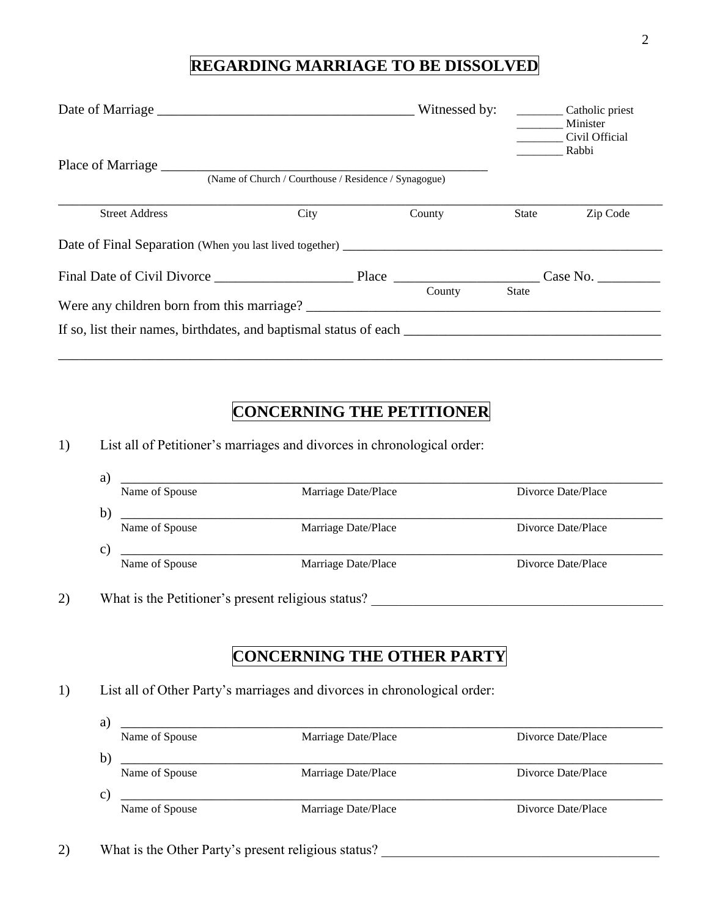## REGARDING MARRIAGE TO BE DISSOLVED

Date of Marriage ____________________________________ Witnessed by:

_______ Catholic priest
_______ Minister
_______ Civil Official
_______ Rabbi

Place of Marriage ______________________________________________
(Name of Church / Courthouse / Residence / Synagogue)

_____________________________________________________________________________
Street Address | City | County | State | Zip Code

Date of Final Separation (When you last lived together) ______________________________________________

Final Date of Civil Divorce ___________________ Place ____________________ Case No. _________
County State

Were any children born from this marriage? ___________________________________________________

If so, list their names, birthdates, and baptismal status of each ___________________________________

_____________________________________________________________________________

## CONCERNING THE PETITIONER

1) List all of Petitioner's marriages and divorces in chronological order:

   a) _____________________________________________________________________
   Name of Spouse | Marriage Date/Place | Divorce Date/Place

   b) _____________________________________________________________________
   Name of Spouse | Marriage Date/Place | Divorce Date/Place

   c) _____________________________________________________________________
   Name of Spouse | Marriage Date/Place | Divorce Date/Place

2) What is the Petitioner's present religious status? ________________________________________

## CONCERNING THE OTHER PARTY

1) List all of Other Party's marriages and divorces in chronological order:

   a) _____________________________________________________________________
   Name of Spouse | Marriage Date/Place | Divorce Date/Place

   b) _____________________________________________________________________
   Name of Spouse | Marriage Date/Place | Divorce Date/Place

   c) _____________________________________________________________________
   Name of Spouse | Marriage Date/Place | Divorce Date/Place

2) What is the Other Party's present religious status? ________________________________________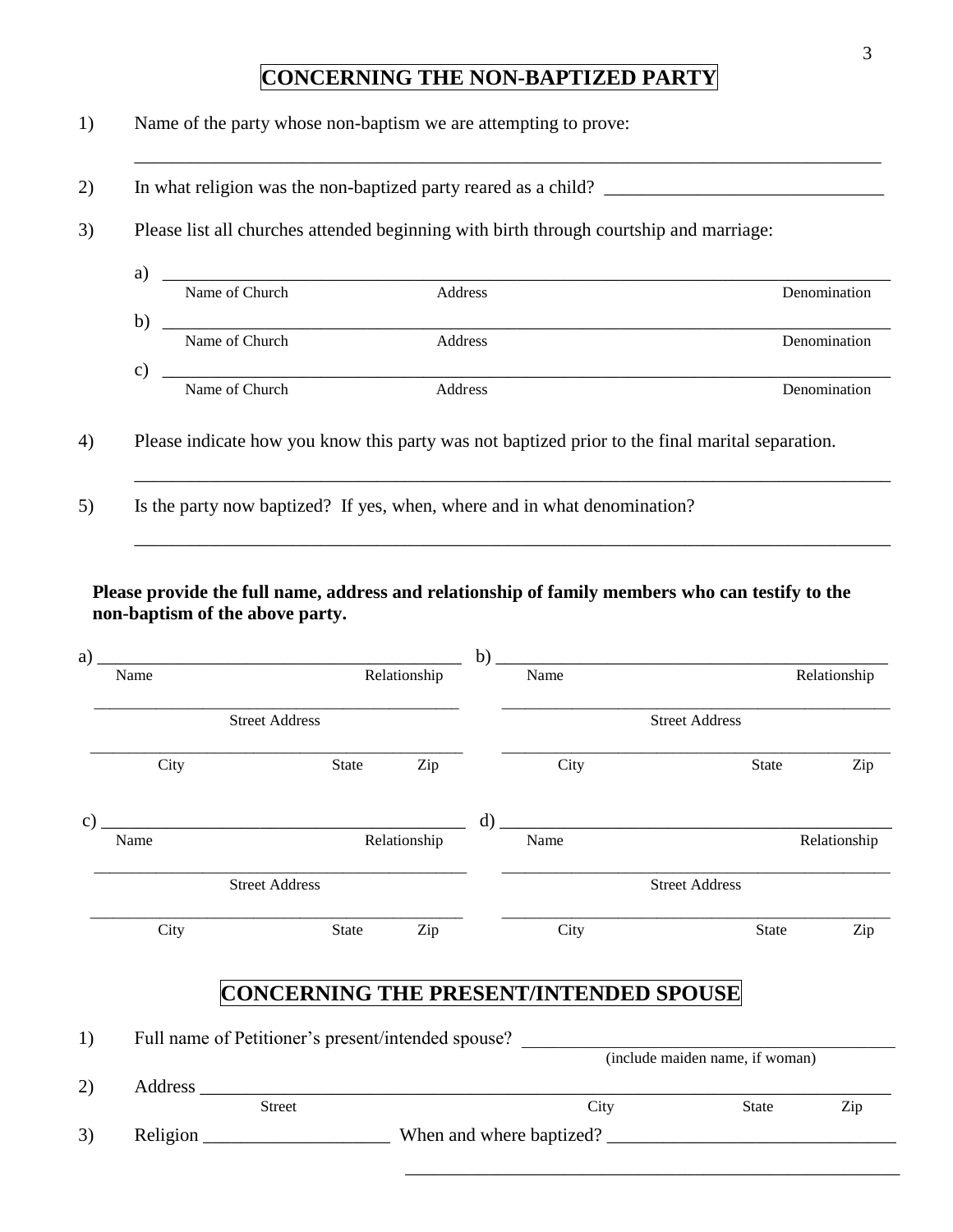# CONCERNING THE NON-BAPTIZED PARTY

1) Name of the party whose non-baptism we are attempting to prove:

_______________________________________________________________________________

2) In what religion was the non-baptized party reared as a child? ______________________________

3) Please list all churches attended beginning with birth through courtship and marriage:

   a) _______________________________________________________________________
      Name of Church          Address          Denomination

   b) _______________________________________________________________________
      Name of Church          Address          Denomination

   c) _______________________________________________________________________
      Name of Church          Address          Denomination

4) Please indicate how you know this party was not baptized prior to the final marital separation.

_______________________________________________________________________________

5) Is the party now baptized? If yes, when, where and in what denomination?

_______________________________________________________________________________

**Please provide the full name, address and relationship of family members who can testify to the non-baptism of the above party.**

a) ________________________________________
   Name          Relationship

________________________________________
   Street Address

________________________________________
   City          State          Zip

b) ________________________________________
   Name          Relationship

________________________________________
   Street Address

________________________________________
   City          State          Zip

c) ________________________________________
   Name          Relationship

________________________________________
   Street Address

________________________________________
   City          State          Zip

d) ________________________________________
   Name          Relationship

________________________________________
   Street Address

________________________________________
   City          State          Zip

# CONCERNING THE PRESENT/INTENDED SPOUSE

1) Full name of Petitioner's present/intended spouse? ____________________________________
   (include maiden name, if woman)

2) Address ______________________________________________________________________
   Street          City          State          Zip

3) Religion ____________________ When and where baptized? _______________________________

_______________________________________________________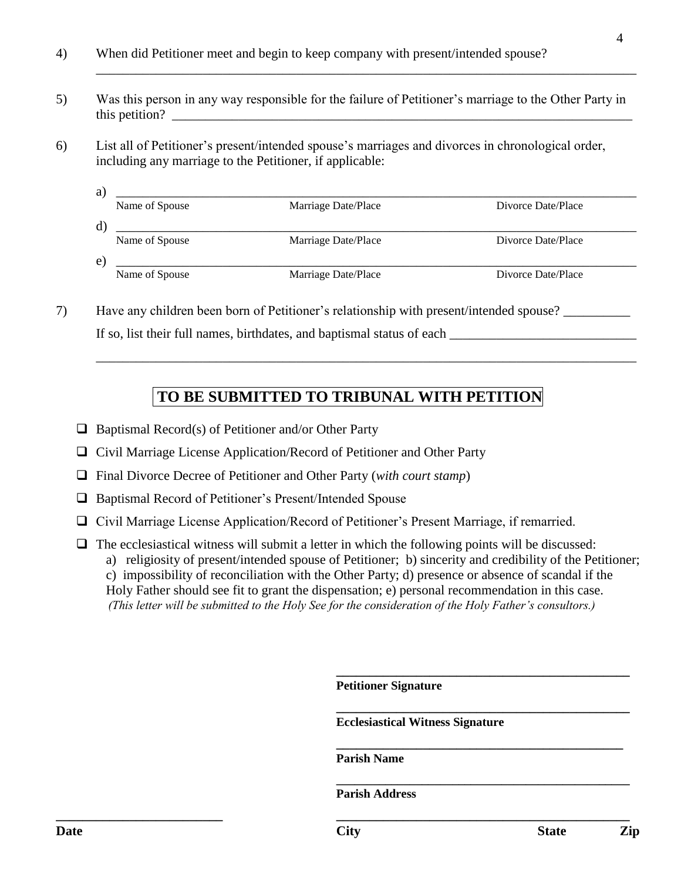4) When did Petitioner meet and begin to keep company with present/intended spouse?

_______________________________________________________________________________

5) Was this person in any way responsible for the failure of Petitioner's marriage to the Other Party in this petition? ___________________________________________________________________

6) List all of Petitioner's present/intended spouse's marriages and divorces in chronological order, including any marriage to the Petitioner, if applicable:

a) _______________________________________________________________________________

| Name of Spouse | Marriage Date/Place | Divorce Date/Place |
|---|---|---|

d) _______________________________________________________________________________

| Name of Spouse | Marriage Date/Place | Divorce Date/Place |
|---|---|---|

e) _______________________________________________________________________________

| Name of Spouse | Marriage Date/Place | Divorce Date/Place |
|---|---|---|

7) Have any children been born of Petitioner's relationship with present/intended spouse? __________

If so, list their full names, birthdates, and baptismal status of each ____________________________

_______________________________________________________________________________

## TO BE SUBMITTED TO TRIBUNAL WITH PETITION

- ☐ Baptismal Record(s) of Petitioner and/or Other Party
- ☐ Civil Marriage License Application/Record of Petitioner and Other Party
- ☐ Final Divorce Decree of Petitioner and Other Party (*with court stamp*)
- ☐ Baptismal Record of Petitioner's Present/Intended Spouse
- ☐ Civil Marriage License Application/Record of Petitioner's Present Marriage, if remarried.
- ☐ The ecclesiastical witness will submit a letter in which the following points will be discussed:
  a) religiosity of present/intended spouse of Petitioner; b) sincerity and credibility of the Petitioner; c) impossibility of reconciliation with the Other Party; d) presence or absence of scandal if the Holy Father should see fit to grant the dispensation; e) personal recommendation in this case.
  *(This letter will be submitted to the Holy See for the consideration of the Holy Father's consultors.)*

_______________________________________________

**Petitioner Signature**

_______________________________________________

**Ecclesiastical Witness Signature**

_______________________________________________

**Parish Name**

_______________________________________________

**Parish Address**

__________________________ _______________________________________________

**Date** **City** **State** **Zip**